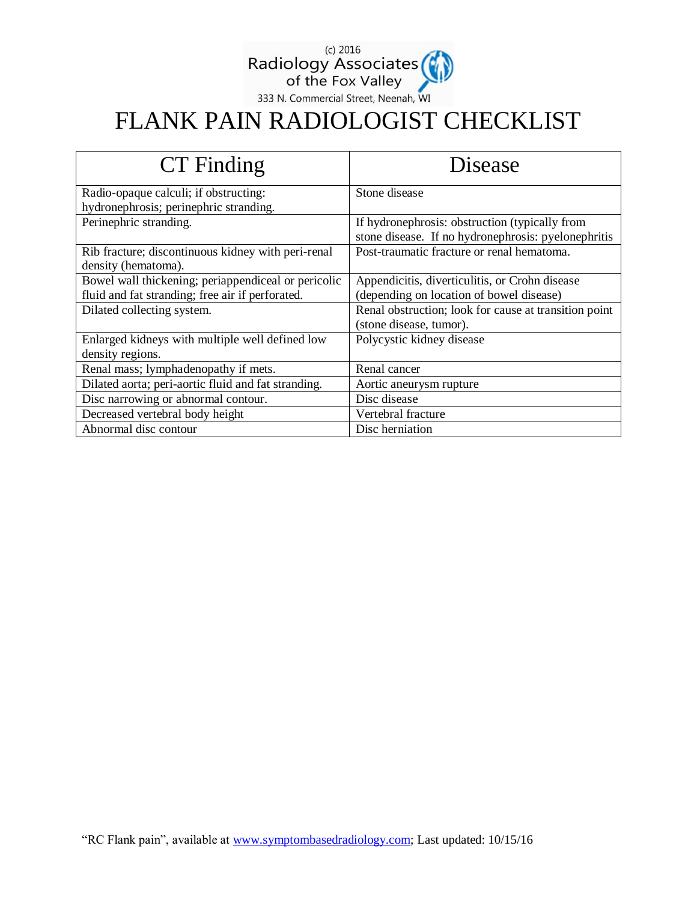(c) 2016
Radiology Associates
of the Fox Valley
333 N. Commercial Street, Neenah, WI

# FLANK PAIN RADIOLOGIST CHECKLIST

| CT Finding | Disease |
|---|---|
| Radio-opaque calculi; if obstructing: hydronephrosis; perinephric stranding. | Stone disease |
| Perinephric stranding. | If hydronephrosis: obstruction (typically from stone disease. If no hydronephrosis: pyelonephritis |
| Rib fracture; discontinuous kidney with peri-renal density (hematoma). | Post-traumatic fracture or renal hematoma. |
| Bowel wall thickening; periappendiceal or pericolic fluid and fat stranding; free air if perforated. | Appendicitis, diverticulitis, or Crohn disease (depending on location of bowel disease) |
| Dilated collecting system. | Renal obstruction; look for cause at transition point (stone disease, tumor). |
| Enlarged kidneys with multiple well defined low density regions. | Polycystic kidney disease |
| Renal mass; lymphadenopathy if mets. | Renal cancer |
| Dilated aorta; peri-aortic fluid and fat stranding. | Aortic aneurysm rupture |
| Disc narrowing or abnormal contour. | Disc disease |
| Decreased vertebral body height | Vertebral fracture |
| Abnormal disc contour | Disc herniation |

"RC Flank pain", available at www.symptombasedradiology.com; Last updated: 10/15/16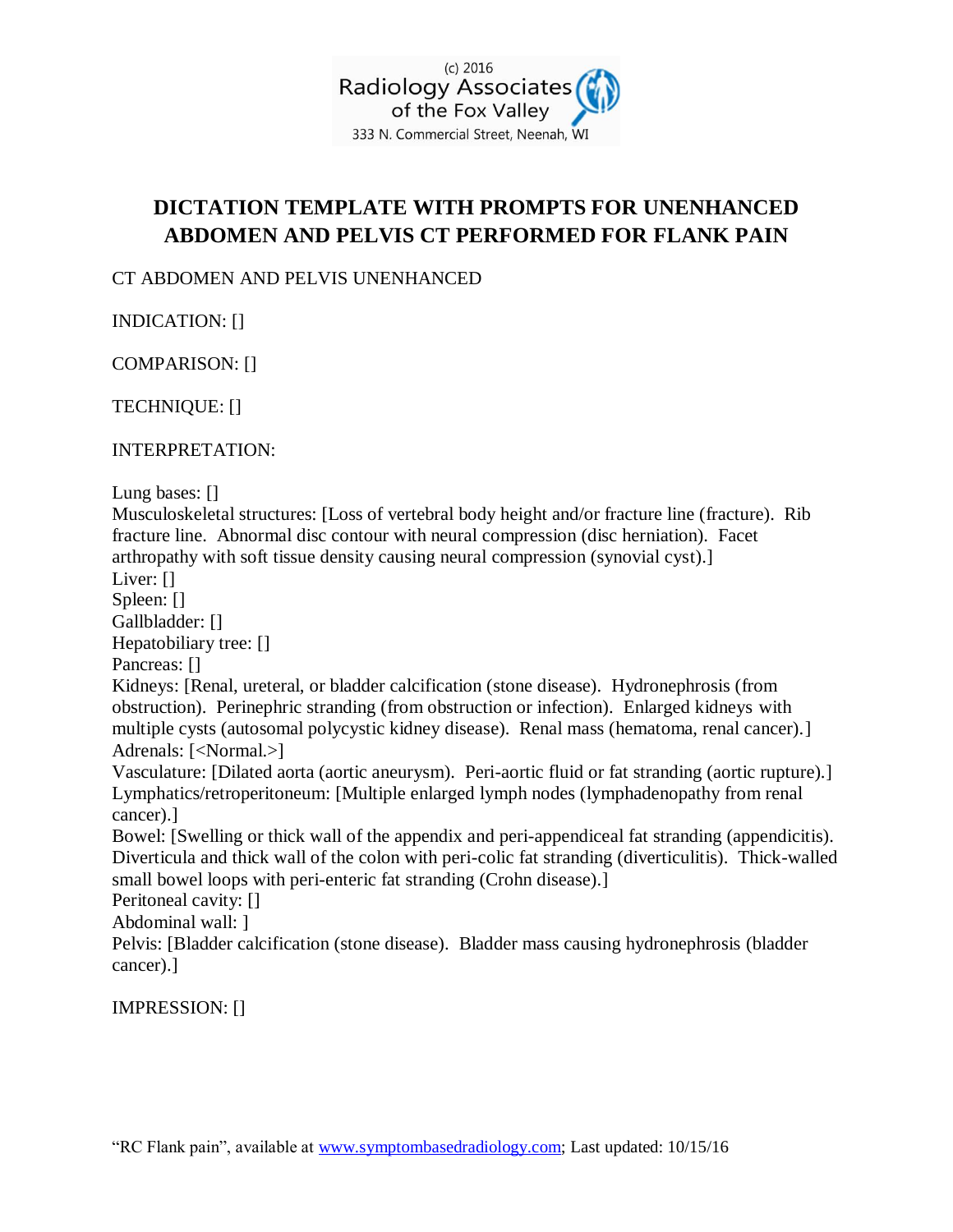(c) 2016
Radiology Associates
of the Fox Valley
333 N. Commercial Street, Neenah, WI

# DICTATION TEMPLATE WITH PROMPTS FOR UNENHANCED ABDOMEN AND PELVIS CT PERFORMED FOR FLANK PAIN

CT ABDOMEN AND PELVIS UNENHANCED

INDICATION: []

COMPARISON: []

TECHNIQUE: []

INTERPRETATION:

Lung bases: []
Musculoskeletal structures: [Loss of vertebral body height and/or fracture line (fracture). Rib fracture line. Abnormal disc contour with neural compression (disc herniation). Facet arthropathy with soft tissue density causing neural compression (synovial cyst).]
Liver: []
Spleen: []
Gallbladder: []
Hepatobiliary tree: []
Pancreas: []
Kidneys: [Renal, ureteral, or bladder calcification (stone disease). Hydronephrosis (from obstruction). Perinephric stranding (from obstruction or infection). Enlarged kidneys with multiple cysts (autosomal polycystic kidney disease). Renal mass (hematoma, renal cancer).]
Adrenals: [<Normal.>]
Vasculature: [Dilated aorta (aortic aneurysm). Peri-aortic fluid or fat stranding (aortic rupture).]
Lymphatics/retroperitoneum: [Multiple enlarged lymph nodes (lymphadenopathy from renal cancer).]
Bowel: [Swelling or thick wall of the appendix and peri-appendiceal fat stranding (appendicitis). Diverticula and thick wall of the colon with peri-colic fat stranding (diverticulitis). Thick-walled small bowel loops with peri-enteric fat stranding (Crohn disease).]
Peritoneal cavity: []
Abdominal wall: ]
Pelvis: [Bladder calcification (stone disease). Bladder mass causing hydronephrosis (bladder cancer).]

IMPRESSION: []

"RC Flank pain", available at www.symptombasedradiology.com; Last updated: 10/15/16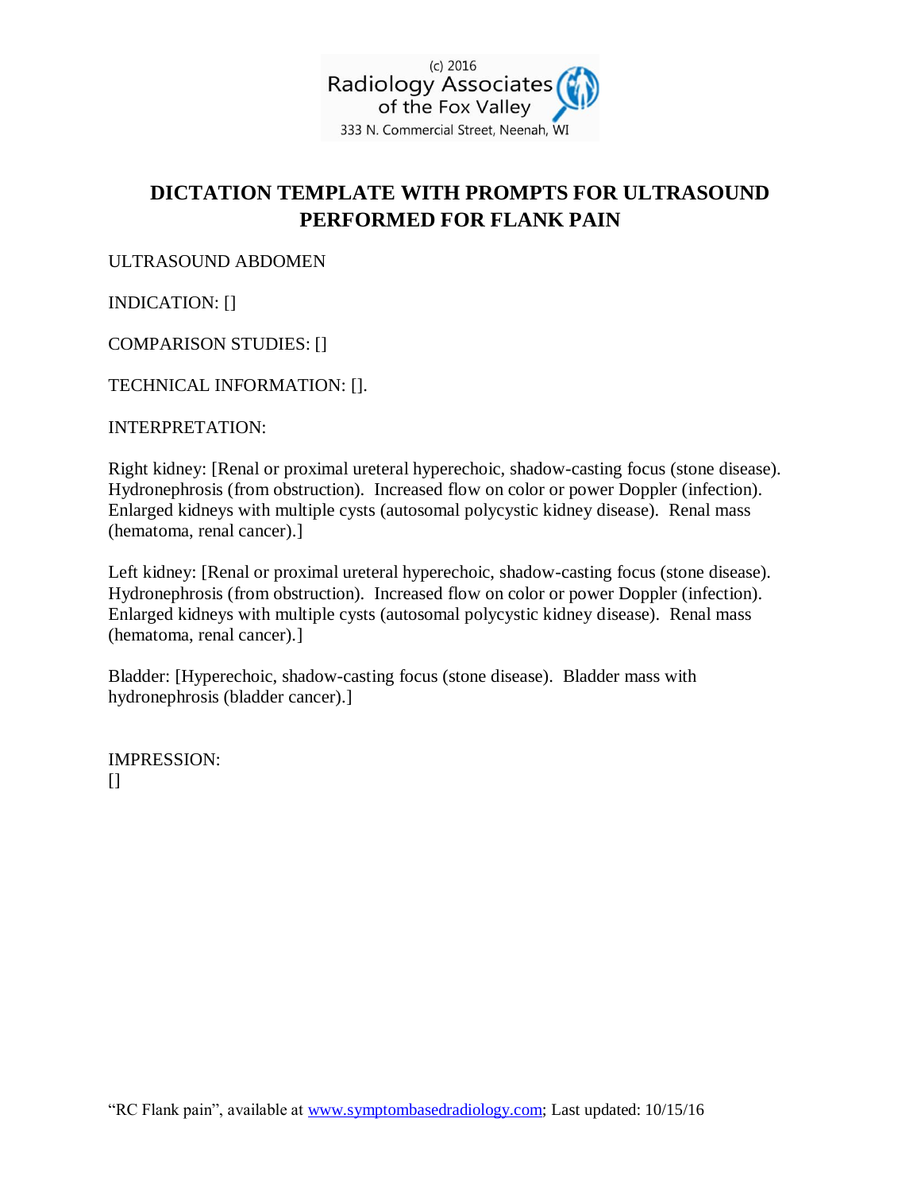(c) 2016
Radiology Associates of the Fox Valley
333 N. Commercial Street, Neenah, WI

# DICTATION TEMPLATE WITH PROMPTS FOR ULTRASOUND PERFORMED FOR FLANK PAIN

ULTRASOUND ABDOMEN

INDICATION: []

COMPARISON STUDIES: []

TECHNICAL INFORMATION: [].

INTERPRETATION:

Right kidney: [Renal or proximal ureteral hyperechoic, shadow-casting focus (stone disease). Hydronephrosis (from obstruction). Increased flow on color or power Doppler (infection). Enlarged kidneys with multiple cysts (autosomal polycystic kidney disease). Renal mass (hematoma, renal cancer).]

Left kidney: [Renal or proximal ureteral hyperechoic, shadow-casting focus (stone disease). Hydronephrosis (from obstruction). Increased flow on color or power Doppler (infection). Enlarged kidneys with multiple cysts (autosomal polycystic kidney disease). Renal mass (hematoma, renal cancer).]

Bladder: [Hyperechoic, shadow-casting focus (stone disease). Bladder mass with hydronephrosis (bladder cancer).]

IMPRESSION:
[]

“RC Flank pain”, available at www.symptombasedradiology.com; Last updated: 10/15/16